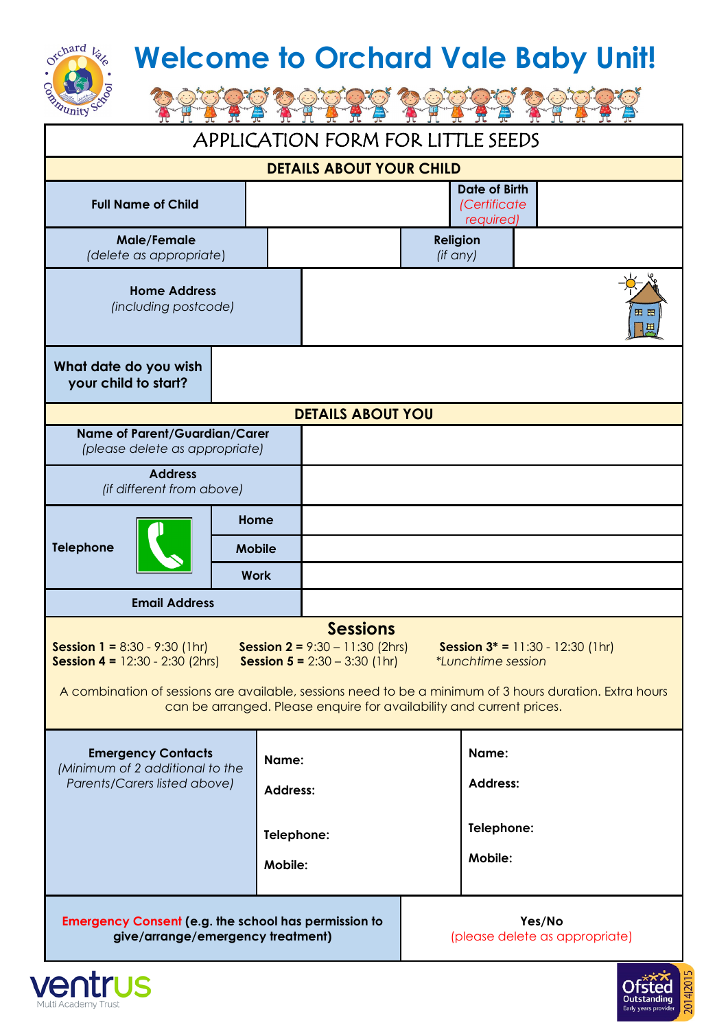# Welcome to Orchard Vale Baby Unit!

## APPLICATION FORM FOR LITTLE SEEDS

| DETAILS ABOUT YOUR CHILD | | | |
|---|---|---|---|
| **Full Name of Child** | | **Date of Birth** *(Certificate required)* | |
| **Male/Female** *(delete as appropriate)* | | **Religion** *(if any)* | |
| **Home Address** *(including postcode)* | | | |
| **What date do you wish your child to start?** | | | |

| DETAILS ABOUT YOU | | |
|---|---|---|
| **Name of Parent/Guardian/Carer** *(please delete as appropriate)* | | |
| **Address** *(if different from above)* | | |
| **Telephone** | **Home** | |
| | **Mobile** | |
| | **Work** | |
| **Email Address** | | |

### Sessions

**Session 1 =** 8:30 - 9:30 (1hr) **Session 2 =** 9:30 – 11:30 (2hrs) **Session 3\* =** 11:30 - 12:30 (1hr)
**Session 4 =** 12:30 - 2:30 (2hrs) **Session 5 =** 2:30 – 3:30 (1hr) *\*Lunchtime session*

A combination of sessions are available, sessions need to be a minimum of 3 hours duration. Extra hours can be arranged. Please enquire for availability and current prices.

| **Emergency Contacts** *(Minimum of 2 additional to the Parents/Carers listed above)* | **Name:**<br>**Address:**<br>**Telephone:**<br>**Mobile:** | **Name:**<br>**Address:**<br>**Telephone:**<br>**Mobile:** |
|---|---|---|

| **Emergency Consent** **(e.g. the school has permission to give/arrange/emergency treatment)** | **Yes/No** (please delete as appropriate) |
|---|---|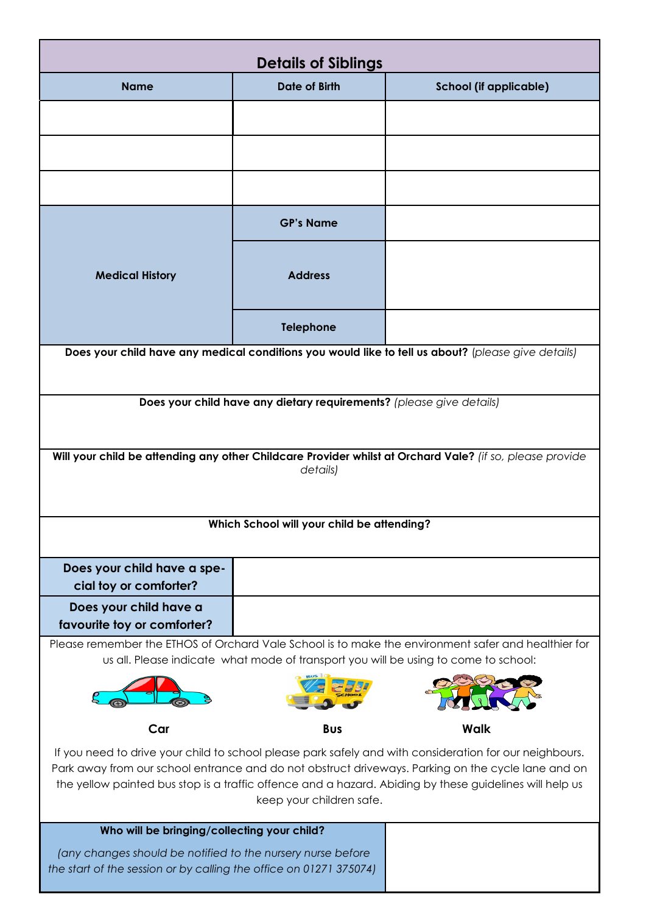## Details of Siblings

| Name | Date of Birth | School (if applicable) |
|---|---|---|
| | | |
| | | |
| | | |

| Medical History | | |
|---|---|---|
| | GP's Name | |
| | Address | |
| | Telephone | |

**Does your child have any medical conditions you would like to tell us about?** *(please give details)*

**Does your child have any dietary requirements?** *(please give details)*

**Will your child be attending any other Childcare Provider whilst at Orchard Vale?** *(if so, please provide details)*

**Which School will your child be attending?**

| | |
|---|---|
| **Does your child have a special toy or comforter?** | |
| **Does your child have a favourite toy or comforter?** | |

Please remember the ETHOS of Orchard Vale School is to make the environment safer and healthier for us all. Please indicate what mode of transport you will be using to come to school:

**Car** **Bus** **Walk**

If you need to drive your child to school please park safely and with consideration for our neighbours. Park away from our school entrance and do not obstruct driveways. Parking on the cycle lane and on the yellow painted bus stop is a traffic offence and a hazard. Abiding by these guidelines will help us keep your children safe.

| Who will be bringing/collecting your child? *(any changes should be notified to the nursery nurse before the start of the session or by calling the office on 01271 375074)* | |
|---|---|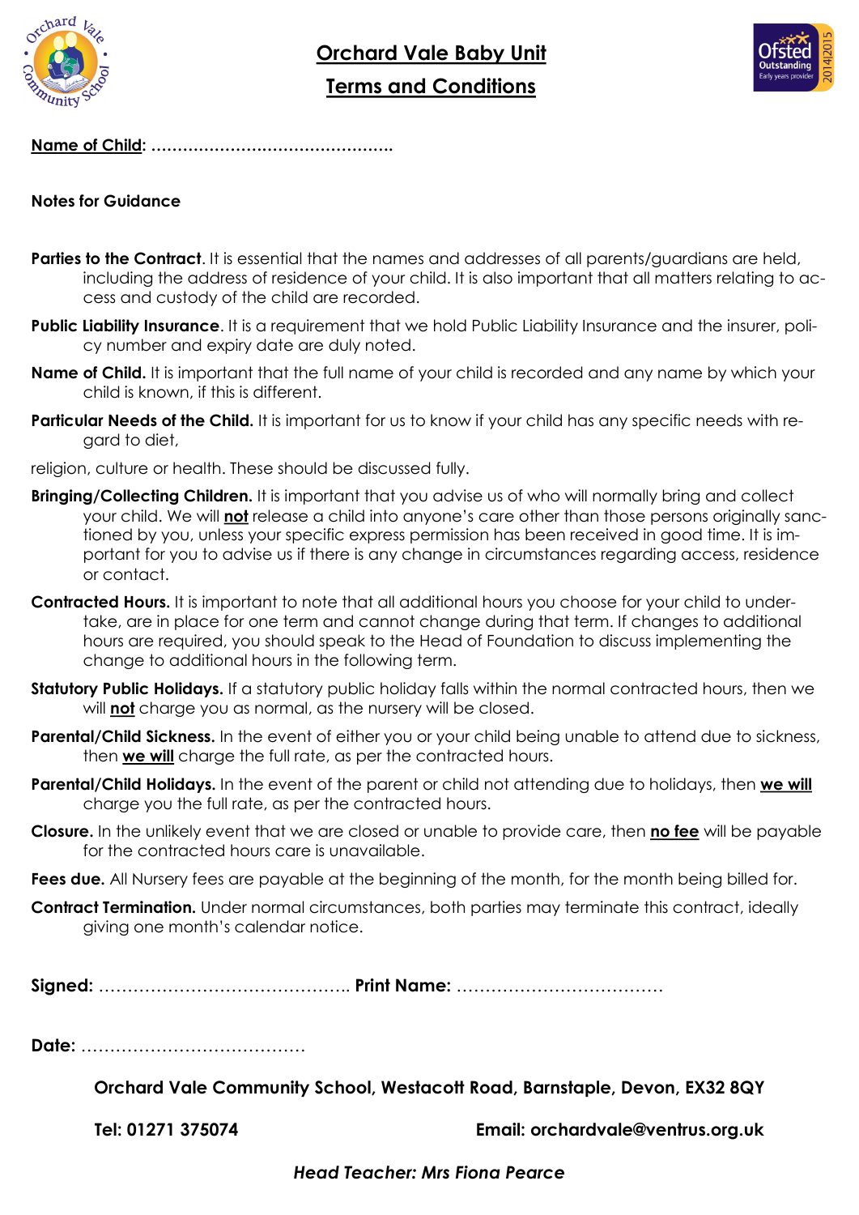# Orchard Vale Baby Unit

## Terms and Conditions

**Name of Child: ……………………………………….**

**Notes for Guidance**

**Parties to the Contract**. It is essential that the names and addresses of all parents/guardians are held, including the address of residence of your child. It is also important that all matters relating to access and custody of the child are recorded.

**Public Liability Insurance**. It is a requirement that we hold Public Liability Insurance and the insurer, policy number and expiry date are duly noted.

**Name of Child.** It is important that the full name of your child is recorded and any name by which your child is known, if this is different.

**Particular Needs of the Child.** It is important for us to know if your child has any specific needs with regard to diet,

religion, culture or health. These should be discussed fully.

**Bringing/Collecting Children.** It is important that you advise us of who will normally bring and collect your child. We will **not** release a child into anyone's care other than those persons originally sanctioned by you, unless your specific express permission has been received in good time. It is important for you to advise us if there is any change in circumstances regarding access, residence or contact.

**Contracted Hours.** It is important to note that all additional hours you choose for your child to undertake, are in place for one term and cannot change during that term. If changes to additional hours are required, you should speak to the Head of Foundation to discuss implementing the change to additional hours in the following term.

**Statutory Public Holidays.** If a statutory public holiday falls within the normal contracted hours, then we will **not** charge you as normal, as the nursery will be closed.

**Parental/Child Sickness.** In the event of either you or your child being unable to attend due to sickness, then **we will** charge the full rate, as per the contracted hours.

**Parental/Child Holidays.** In the event of the parent or child not attending due to holidays, then **we will** charge you the full rate, as per the contracted hours.

**Closure.** In the unlikely event that we are closed or unable to provide care, then **no fee** will be payable for the contracted hours care is unavailable.

**Fees due.** All Nursery fees are payable at the beginning of the month, for the month being billed for.

**Contract Termination.** Under normal circumstances, both parties may terminate this contract, ideally giving one month's calendar notice.

**Signed:** …………………………………….. **Print Name:** ………………………………

**Date:** …………………………………

**Orchard Vale Community School, Westacott Road, Barnstaple, Devon, EX32 8QY**

**Tel: 01271 375074** **Email: orchardvale@ventrus.org.uk**

***Head Teacher: Mrs Fiona Pearce***